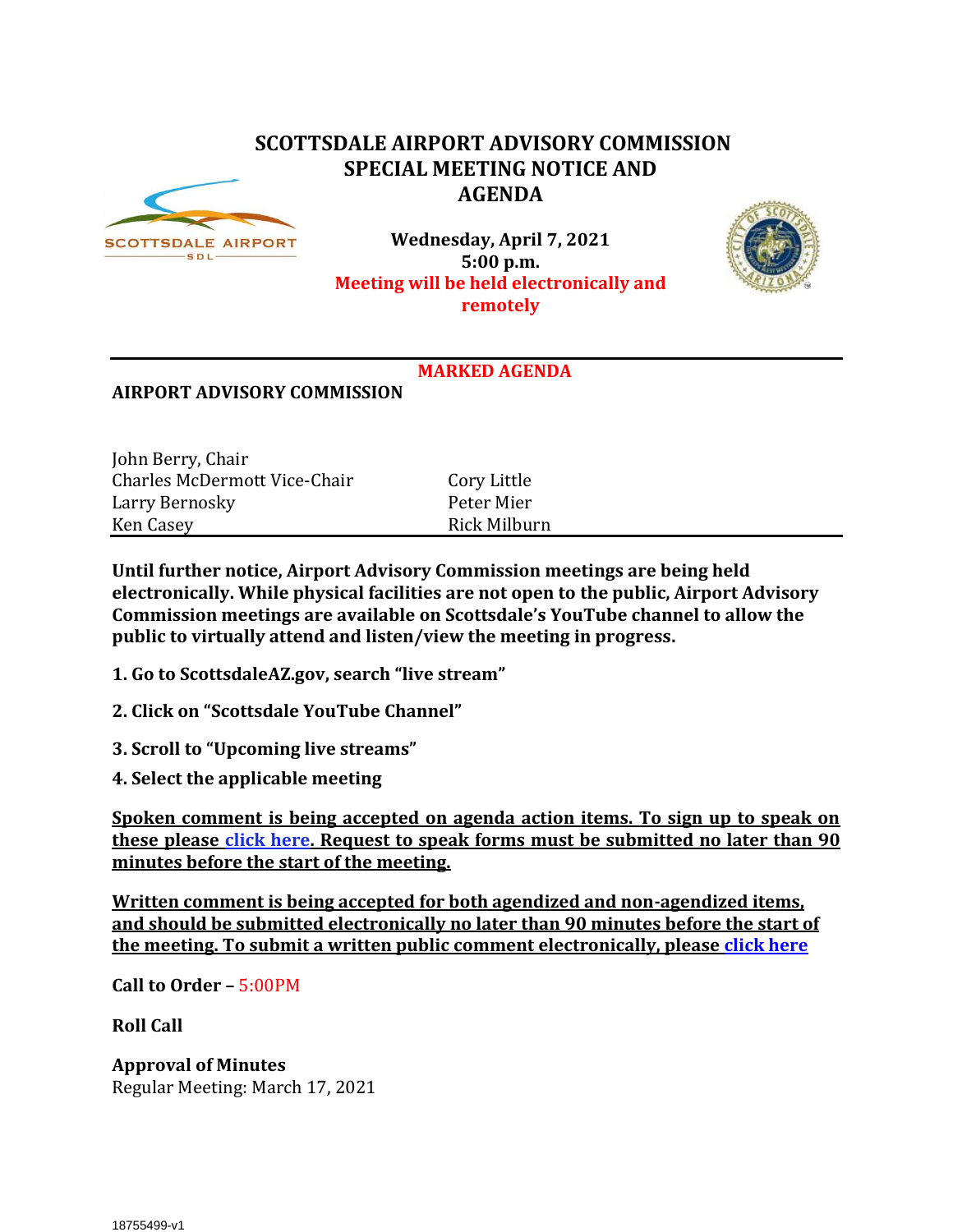# SCOTTSDALE AIRPORT ADVISORY COMMISSION SPECIAL MEETING NOTICE AND AGENDA

**Wednesday, April 7, 2021**
**5:00 p.m.**
**Meeting will be held electronically and remotely**

**MARKED AGENDA**

## AIRPORT ADVISORY COMMISSION

| | |
|---|---|
| John Berry, Chair | |
| Charles McDermott Vice-Chair | Cory Little |
| Larry Bernosky | Peter Mier |
| Ken Casey | Rick Milburn |

**Until further notice, Airport Advisory Commission meetings are being held electronically. While physical facilities are not open to the public, Airport Advisory Commission meetings are available on Scottsdale's YouTube channel to allow the public to virtually attend and listen/view the meeting in progress.**

**1. Go to ScottsdaleAZ.gov, search "live stream"**

**2. Click on "Scottsdale YouTube Channel"**

**3. Scroll to "Upcoming live streams"**

**4. Select the applicable meeting**

**Spoken comment is being accepted on agenda action items. To sign up to speak on these please click here. Request to speak forms must be submitted no later than 90 minutes before the start of the meeting.**

**Written comment is being accepted for both agendized and non-agendized items, and should be submitted electronically no later than 90 minutes before the start of the meeting. To submit a written public comment electronically, please click here**

**Call to Order –** 5:00PM

**Roll Call**

**Approval of Minutes**
Regular Meeting: March 17, 2021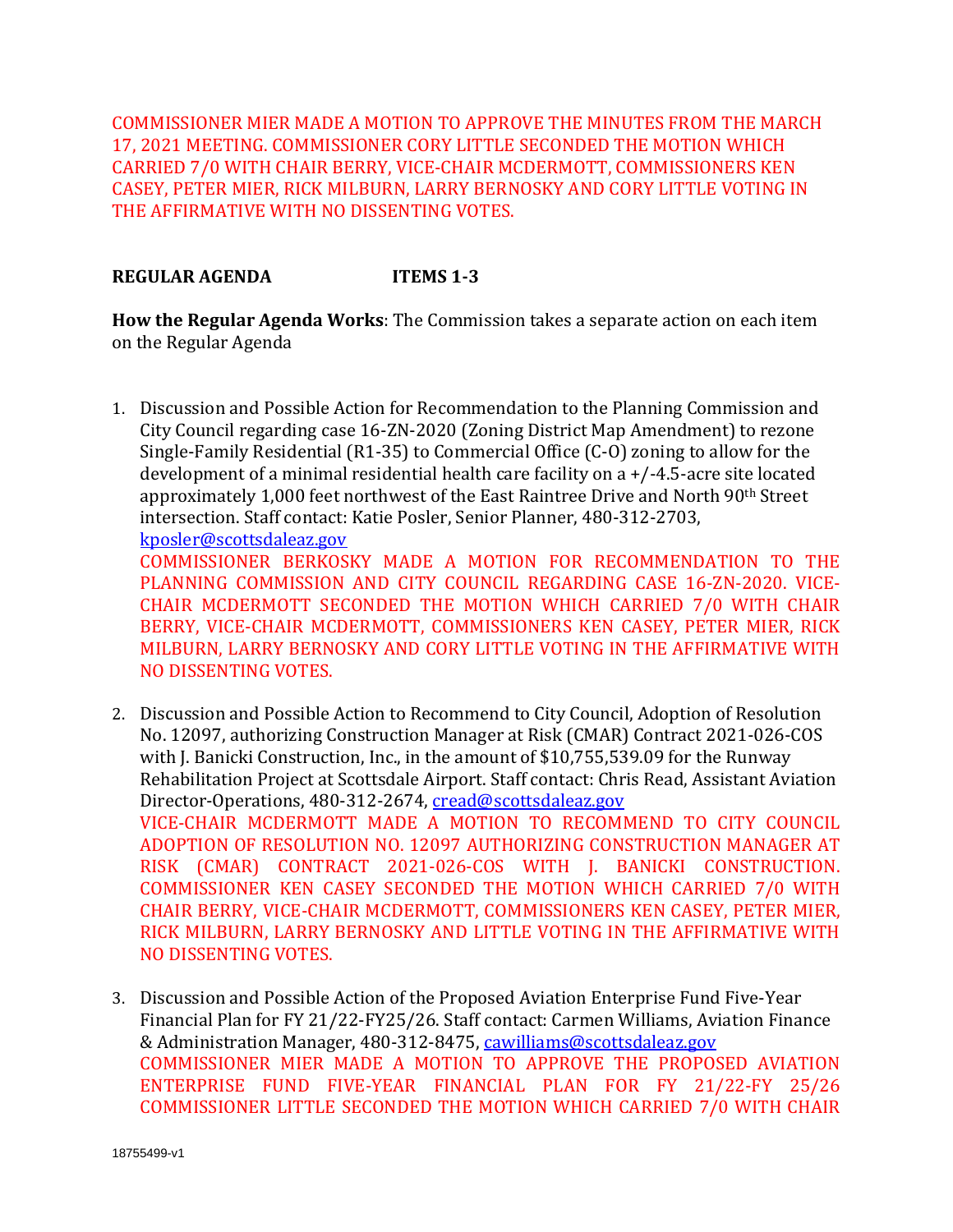COMMISSIONER MIER MADE A MOTION TO APPROVE THE MINUTES FROM THE MARCH 17, 2021 MEETING. COMMISSIONER CORY LITTLE SECONDED THE MOTION WHICH CARRIED 7/0 WITH CHAIR BERRY, VICE-CHAIR MCDERMOTT, COMMISSIONERS KEN CASEY, PETER MIER, RICK MILBURN, LARRY BERNOSKY AND CORY LITTLE VOTING IN THE AFFIRMATIVE WITH NO DISSENTING VOTES.

**REGULAR AGENDA ITEMS 1-3**

**How the Regular Agenda Works**: The Commission takes a separate action on each item on the Regular Agenda

1. Discussion and Possible Action for Recommendation to the Planning Commission and City Council regarding case 16-ZN-2020 (Zoning District Map Amendment) to rezone Single-Family Residential (R1-35) to Commercial Office (C-O) zoning to allow for the development of a minimal residential health care facility on a +/-4.5-acre site located approximately 1,000 feet northwest of the East Raintree Drive and North 90th Street intersection. Staff contact: Katie Posler, Senior Planner, 480-312-2703, [kposler@scottsdaleaz.gov](mailto:kposler@scottsdaleaz.gov)
   COMMISSIONER BERKOSKY MADE A MOTION FOR RECOMMENDATION TO THE PLANNING COMMISSION AND CITY COUNCIL REGARDING CASE 16-ZN-2020. VICE-CHAIR MCDERMOTT SECONDED THE MOTION WHICH CARRIED 7/0 WITH CHAIR BERRY, VICE-CHAIR MCDERMOTT, COMMISSIONERS KEN CASEY, PETER MIER, RICK MILBURN, LARRY BERNOSKY AND CORY LITTLE VOTING IN THE AFFIRMATIVE WITH NO DISSENTING VOTES.

2. Discussion and Possible Action to Recommend to City Council, Adoption of Resolution No. 12097, authorizing Construction Manager at Risk (CMAR) Contract 2021-026-COS with J. Banicki Construction, Inc., in the amount of $10,755,539.09 for the Runway Rehabilitation Project at Scottsdale Airport. Staff contact: Chris Read, Assistant Aviation Director-Operations, 480-312-2674, [cread@scottsdaleaz.gov](mailto:cread@scottsdaleaz.gov)
   VICE-CHAIR MCDERMOTT MADE A MOTION TO RECOMMEND TO CITY COUNCIL ADOPTION OF RESOLUTION NO. 12097 AUTHORIZING CONSTRUCTION MANAGER AT RISK (CMAR) CONTRACT 2021-026-COS WITH J. BANICKI CONSTRUCTION. COMMISSIONER KEN CASEY SECONDED THE MOTION WHICH CARRIED 7/0 WITH CHAIR BERRY, VICE-CHAIR MCDERMOTT, COMMISSIONERS KEN CASEY, PETER MIER, RICK MILBURN, LARRY BERNOSKY AND LITTLE VOTING IN THE AFFIRMATIVE WITH NO DISSENTING VOTES.

3. Discussion and Possible Action of the Proposed Aviation Enterprise Fund Five-Year Financial Plan for FY 21/22-FY25/26. Staff contact: Carmen Williams, Aviation Finance & Administration Manager, 480-312-8475, [cawilliams@scottsdaleaz.gov](mailto:cawilliams@scottsdaleaz.gov)
   COMMISSIONER MIER MADE A MOTION TO APPROVE THE PROPOSED AVIATION ENTERPRISE FUND FIVE-YEAR FINANCIAL PLAN FOR FY 21/22-FY 25/26 COMMISSIONER LITTLE SECONDED THE MOTION WHICH CARRIED 7/0 WITH CHAIR

18755499-v1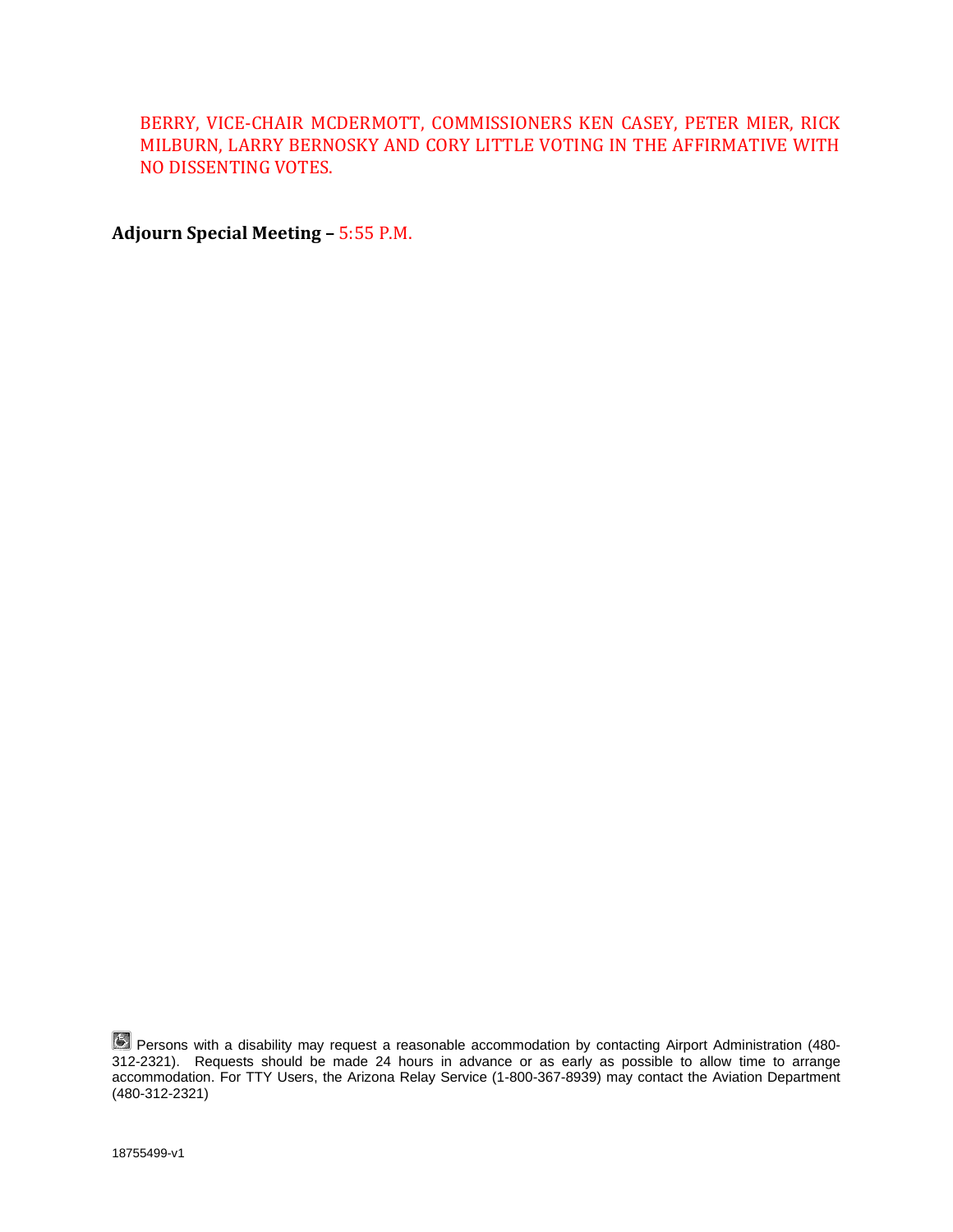BERRY, VICE-CHAIR MCDERMOTT, COMMISSIONERS KEN CASEY, PETER MIER, RICK MILBURN, LARRY BERNOSKY AND CORY LITTLE VOTING IN THE AFFIRMATIVE WITH NO DISSENTING VOTES.

**Adjourn Special Meeting –** 5:55 P.M.

Persons with a disability may request a reasonable accommodation by contacting Airport Administration (480-312-2321). Requests should be made 24 hours in advance or as early as possible to allow time to arrange accommodation. For TTY Users, the Arizona Relay Service (1-800-367-8939) may contact the Aviation Department (480-312-2321)

18755499-v1